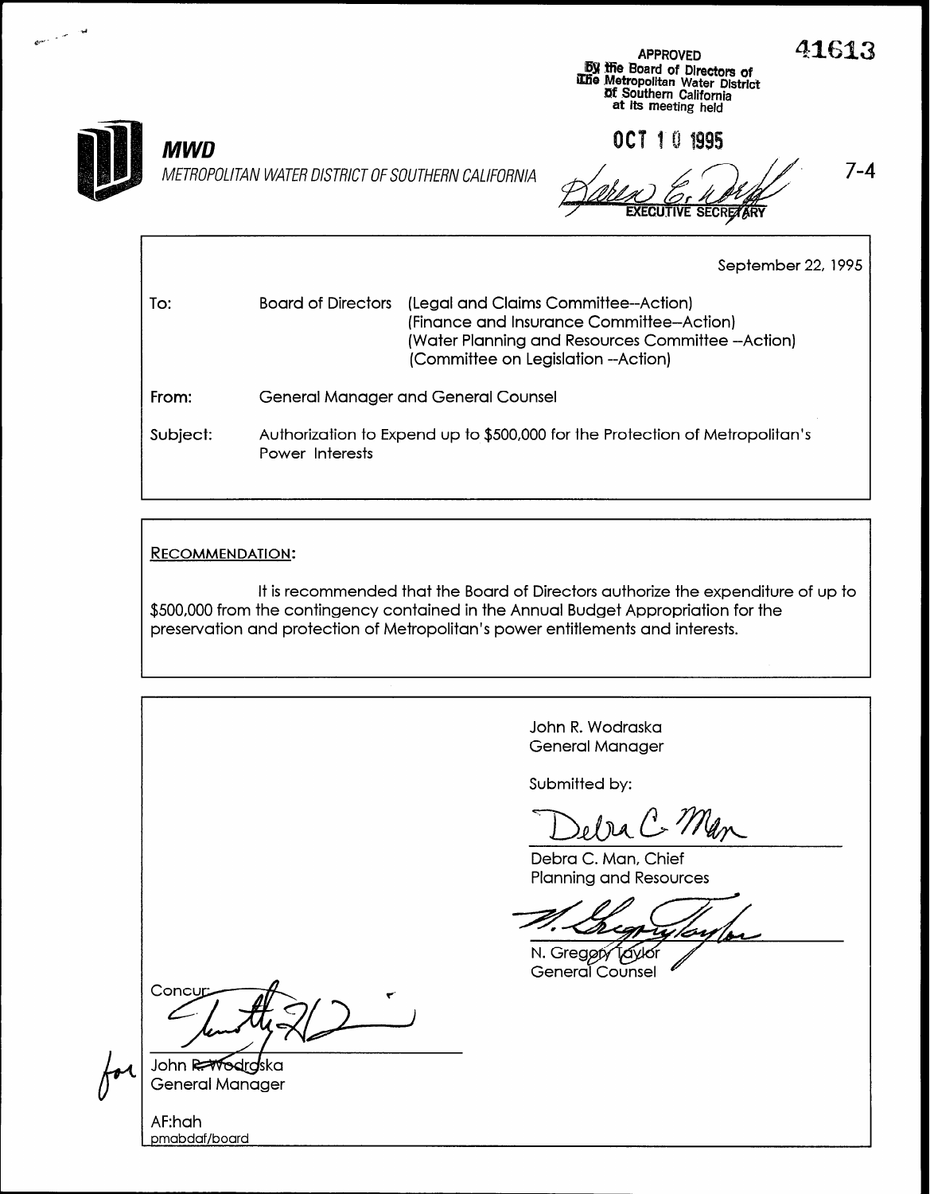APPROVED
By the Board of Directors of
the Metropolitan Water District
of Southern California
at its meeting held

OCT 10 1995

EXECUTIVE SECRETARY

41613

7-4

**MWD**

METROPOLITAN WATER DISTRICT OF SOUTHERN CALIFORNIA

September 22, 1995

| | | |
|---|---|---|
| To: | Board of Directors | (Legal and Claims Committee--Action)<br>(Finance and Insurance Committee--Action)<br>(Water Planning and Resources Committee --Action)<br>(Committee on Legislation --Action) |
| From: | General Manager and General Counsel | |
| Subject: | Authorization to Expend up to $500,000 for the Protection of Metropolitan's Power Interests | |

RECOMMENDATION:

It is recommended that the Board of Directors authorize the expenditure of up to $500,000 from the contingency contained in the Annual Budget Appropriation for the preservation and protection of Metropolitan's power entitlements and interests.

John R. Wodraska
General Manager

Submitted by:

Debra C. Man, Chief
Planning and Resources

N. Gregory Taylor
General Counsel

Concur:

for John R. Wodraska
General Manager

AF:hah
pmabdaf/board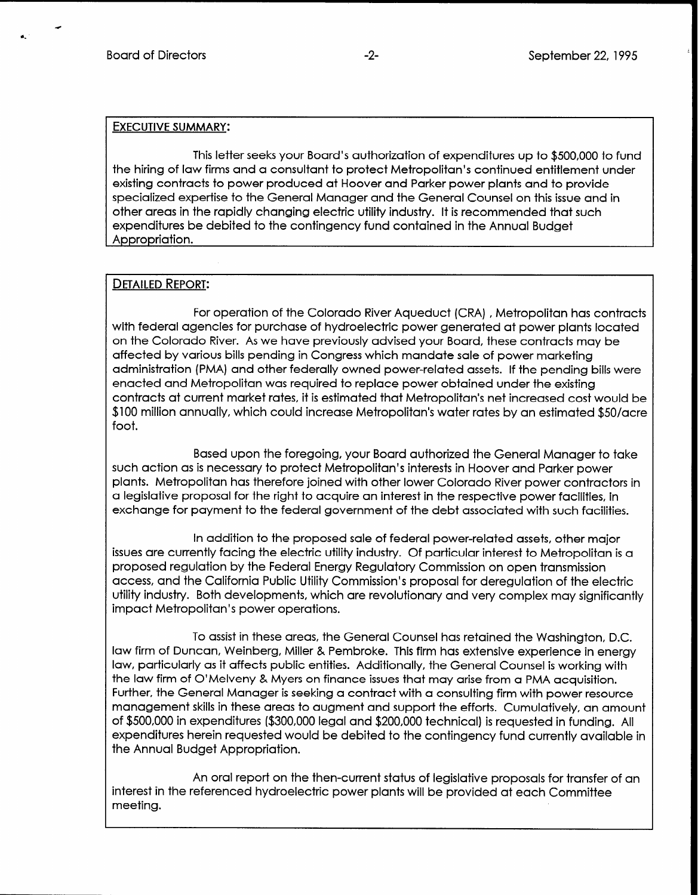## EXECUTIVE SUMMARY:

This letter seeks your Board's authorization of expenditures up to $500,000 to fund the hiring of law firms and a consultant to protect Metropolitan's continued entitlement under existing contracts to power produced at Hoover and Parker power plants and to provide specialized expertise to the General Manager and the General Counsel on this issue and in other areas in the rapidly changing electric utility industry. It is recommended that such expenditures be debited to the contingency fund contained in the Annual Budget Appropriation.

## DETAILED REPORT:

For operation of the Colorado River Aqueduct (CRA) , Metropolitan has contracts with federal agencies for purchase of hydroelectric power generated at power plants located on the Colorado River. As we have previously advised your Board, these contracts may be affected by various bills pending in Congress which mandate sale of power marketing administration (PMA) and other federally owned power-related assets. If the pending bills were enacted and Metropolitan was required to replace power obtained under the existing contracts at current market rates, it is estimated that Metropolitan's net increased cost would be $100 million annually, which could increase Metropolitan's water rates by an estimated $50/acre foot.

Based upon the foregoing, your Board authorized the General Manager to take such action as is necessary to protect Metropolitan's interests in Hoover and Parker power plants. Metropolitan has therefore joined with other lower Colorado River power contractors in a legislative proposal for the right to acquire an interest in the respective power facilities, in exchange for payment to the federal government of the debt associated with such facilities.

In addition to the proposed sale of federal power-related assets, other major issues are currently facing the electric utility industry. Of particular interest to Metropolitan is a proposed regulation by the Federal Energy Regulatory Commission on open transmission access, and the California Public Utility Commission's proposal for deregulation of the electric utility industry. Both developments, which are revolutionary and very complex may significantly impact Metropolitan's power operations.

To assist in these areas, the General Counsel has retained the Washington, D.C. law firm of Duncan, Weinberg, Miller & Pembroke. This firm has extensive experience in energy law, particularly as it affects public entities. Additionally, the General Counsel is working with the law firm of O'Melveny & Myers on finance issues that may arise from a PMA acquisition. Further, the General Manager is seeking a contract with a consulting firm with power resource management skills in these areas to augment and support the efforts. Cumulatively, an amount of $500,000 in expenditures ($300,000 legal and $200,000 technical) is requested in funding. All expenditures herein requested would be debited to the contingency fund currently available in the Annual Budget Appropriation.

An oral report on the then-current status of legislative proposals for transfer of an interest in the referenced hydroelectric power plants will be provided at each Committee meeting.